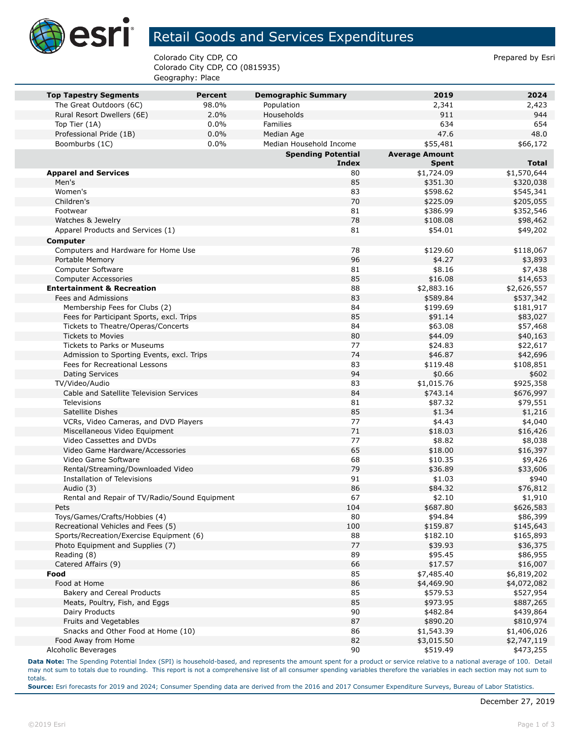# Retail Goods and Services Expenditures

Colorado City CDP, CO
Colorado City CDP, CO (0815935)
Geography: Place

Prepared by Esri

| Top Tapestry Segments | Percent | Demographic Summary | 2019 | 2024 |
|---|---|---|---|---|
| The Great Outdoors (6C) | 98.0% | Population | 2,341 | 2,423 |
| Rural Resort Dwellers (6E) | 2.0% | Households | 911 | 944 |
| Top Tier (1A) | 0.0% | Families | 634 | 654 |
| Professional Pride (1B) | 0.0% | Median Age | 47.6 | 48.0 |
| Boomburbs (1C) | 0.0% | Median Household Income | $55,481 | $66,172 |

| | Spending Potential Index | Average Amount Spent | Total |
|---|---|---|---|
| **Apparel and Services** | 80 | $1,724.09 | $1,570,644 |
| Men's | 85 | $351.30 | $320,038 |
| Women's | 83 | $598.62 | $545,341 |
| Children's | 70 | $225.09 | $205,055 |
| Footwear | 81 | $386.99 | $352,546 |
| Watches & Jewelry | 78 | $108.08 | $98,462 |
| Apparel Products and Services (1) | 81 | $54.01 | $49,202 |
| **Computer** | | | |
| Computers and Hardware for Home Use | 78 | $129.60 | $118,067 |
| Portable Memory | 96 | $4.27 | $3,893 |
| Computer Software | 81 | $8.16 | $7,438 |
| Computer Accessories | 85 | $16.08 | $14,653 |
| **Entertainment & Recreation** | 88 | $2,883.16 | $2,626,557 |
| Fees and Admissions | 83 | $589.84 | $537,342 |
| Membership Fees for Clubs (2) | 84 | $199.69 | $181,917 |
| Fees for Participant Sports, excl. Trips | 85 | $91.14 | $83,027 |
| Tickets to Theatre/Operas/Concerts | 84 | $63.08 | $57,468 |
| Tickets to Movies | 80 | $44.09 | $40,163 |
| Tickets to Parks or Museums | 77 | $24.83 | $22,617 |
| Admission to Sporting Events, excl. Trips | 74 | $46.87 | $42,696 |
| Fees for Recreational Lessons | 83 | $119.48 | $108,851 |
| Dating Services | 94 | $0.66 | $602 |
| TV/Video/Audio | 83 | $1,015.76 | $925,358 |
| Cable and Satellite Television Services | 84 | $743.14 | $676,997 |
| Televisions | 81 | $87.32 | $79,551 |
| Satellite Dishes | 85 | $1.34 | $1,216 |
| VCRs, Video Cameras, and DVD Players | 77 | $4.43 | $4,040 |
| Miscellaneous Video Equipment | 71 | $18.03 | $16,426 |
| Video Cassettes and DVDs | 77 | $8.82 | $8,038 |
| Video Game Hardware/Accessories | 65 | $18.00 | $16,397 |
| Video Game Software | 68 | $10.35 | $9,426 |
| Rental/Streaming/Downloaded Video | 79 | $36.89 | $33,606 |
| Installation of Televisions | 91 | $1.03 | $940 |
| Audio (3) | 86 | $84.32 | $76,812 |
| Rental and Repair of TV/Radio/Sound Equipment | 67 | $2.10 | $1,910 |
| Pets | 104 | $687.80 | $626,583 |
| Toys/Games/Crafts/Hobbies (4) | 80 | $94.84 | $86,399 |
| Recreational Vehicles and Fees (5) | 100 | $159.87 | $145,643 |
| Sports/Recreation/Exercise Equipment (6) | 88 | $182.10 | $165,893 |
| Photo Equipment and Supplies (7) | 77 | $39.93 | $36,375 |
| Reading (8) | 89 | $95.45 | $86,955 |
| Catered Affairs (9) | 66 | $17.57 | $16,007 |
| **Food** | 85 | $7,485.40 | $6,819,202 |
| Food at Home | 86 | $4,469.90 | $4,072,082 |
| Bakery and Cereal Products | 85 | $579.53 | $527,954 |
| Meats, Poultry, Fish, and Eggs | 85 | $973.95 | $887,265 |
| Dairy Products | 90 | $482.84 | $439,864 |
| Fruits and Vegetables | 87 | $890.20 | $810,974 |
| Snacks and Other Food at Home (10) | 86 | $1,543.39 | $1,406,026 |
| Food Away from Home | 82 | $3,015.50 | $2,747,119 |
| Alcoholic Beverages | 90 | $519.49 | $473,255 |

**Data Note:** The Spending Potential Index (SPI) is household-based, and represents the amount spent for a product or service relative to a national average of 100. Detail may not sum to totals due to rounding. This report is not a comprehensive list of all consumer spending variables therefore the variables in each section may not sum to totals.
**Source:** Esri forecasts for 2019 and 2024; Consumer Spending data are derived from the 2016 and 2017 Consumer Expenditure Surveys, Bureau of Labor Statistics.

December 27, 2019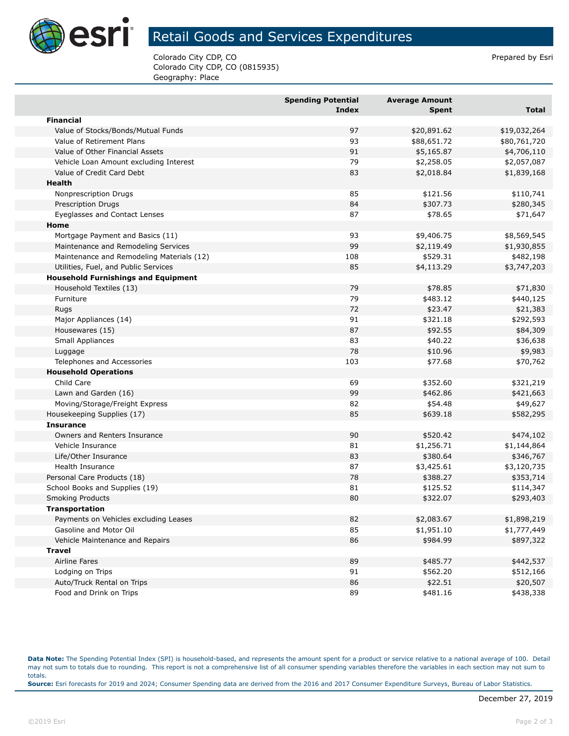# Retail Goods and Services Expenditures

Colorado City CDP, CO
Colorado City CDP, CO (0815935)
Geography: Place

Prepared by Esri

| | Spending Potential Index | Average Amount Spent | Total |
|---|---|---|---|
| **Financial** | | | |
| Value of Stocks/Bonds/Mutual Funds | 97 | $20,891.62 | $19,032,264 |
| Value of Retirement Plans | 93 | $88,651.72 | $80,761,720 |
| Value of Other Financial Assets | 91 | $5,165.87 | $4,706,110 |
| Vehicle Loan Amount excluding Interest | 79 | $2,258.05 | $2,057,087 |
| Value of Credit Card Debt | 83 | $2,018.84 | $1,839,168 |
| **Health** | | | |
| Nonprescription Drugs | 85 | $121.56 | $110,741 |
| Prescription Drugs | 84 | $307.73 | $280,345 |
| Eyeglasses and Contact Lenses | 87 | $78.65 | $71,647 |
| **Home** | | | |
| Mortgage Payment and Basics (11) | 93 | $9,406.75 | $8,569,545 |
| Maintenance and Remodeling Services | 99 | $2,119.49 | $1,930,855 |
| Maintenance and Remodeling Materials (12) | 108 | $529.31 | $482,198 |
| Utilities, Fuel, and Public Services | 85 | $4,113.29 | $3,747,203 |
| **Household Furnishings and Equipment** | | | |
| Household Textiles (13) | 79 | $78.85 | $71,830 |
| Furniture | 79 | $483.12 | $440,125 |
| Rugs | 72 | $23.47 | $21,383 |
| Major Appliances (14) | 91 | $321.18 | $292,593 |
| Housewares (15) | 87 | $92.55 | $84,309 |
| Small Appliances | 83 | $40.22 | $36,638 |
| Luggage | 78 | $10.96 | $9,983 |
| Telephones and Accessories | 103 | $77.68 | $70,762 |
| **Household Operations** | | | |
| Child Care | 69 | $352.60 | $321,219 |
| Lawn and Garden (16) | 99 | $462.86 | $421,663 |
| Moving/Storage/Freight Express | 82 | $54.48 | $49,627 |
| Housekeeping Supplies (17) | 85 | $639.18 | $582,295 |
| **Insurance** | | | |
| Owners and Renters Insurance | 90 | $520.42 | $474,102 |
| Vehicle Insurance | 81 | $1,256.71 | $1,144,864 |
| Life/Other Insurance | 83 | $380.64 | $346,767 |
| Health Insurance | 87 | $3,425.61 | $3,120,735 |
| Personal Care Products (18) | 78 | $388.27 | $353,714 |
| School Books and Supplies (19) | 81 | $125.52 | $114,347 |
| Smoking Products | 80 | $322.07 | $293,403 |
| **Transportation** | | | |
| Payments on Vehicles excluding Leases | 82 | $2,083.67 | $1,898,219 |
| Gasoline and Motor Oil | 85 | $1,951.10 | $1,777,449 |
| Vehicle Maintenance and Repairs | 86 | $984.99 | $897,322 |
| **Travel** | | | |
| Airline Fares | 89 | $485.77 | $442,537 |
| Lodging on Trips | 91 | $562.20 | $512,166 |
| Auto/Truck Rental on Trips | 86 | $22.51 | $20,507 |
| Food and Drink on Trips | 89 | $481.16 | $438,338 |

**Data Note:** The Spending Potential Index (SPI) is household-based, and represents the amount spent for a product or service relative to a national average of 100. Detail may not sum to totals due to rounding. This report is not a comprehensive list of all consumer spending variables therefore the variables in each section may not sum to totals.
**Source:** Esri forecasts for 2019 and 2024; Consumer Spending data are derived from the 2016 and 2017 Consumer Expenditure Surveys, Bureau of Labor Statistics.

December 27, 2019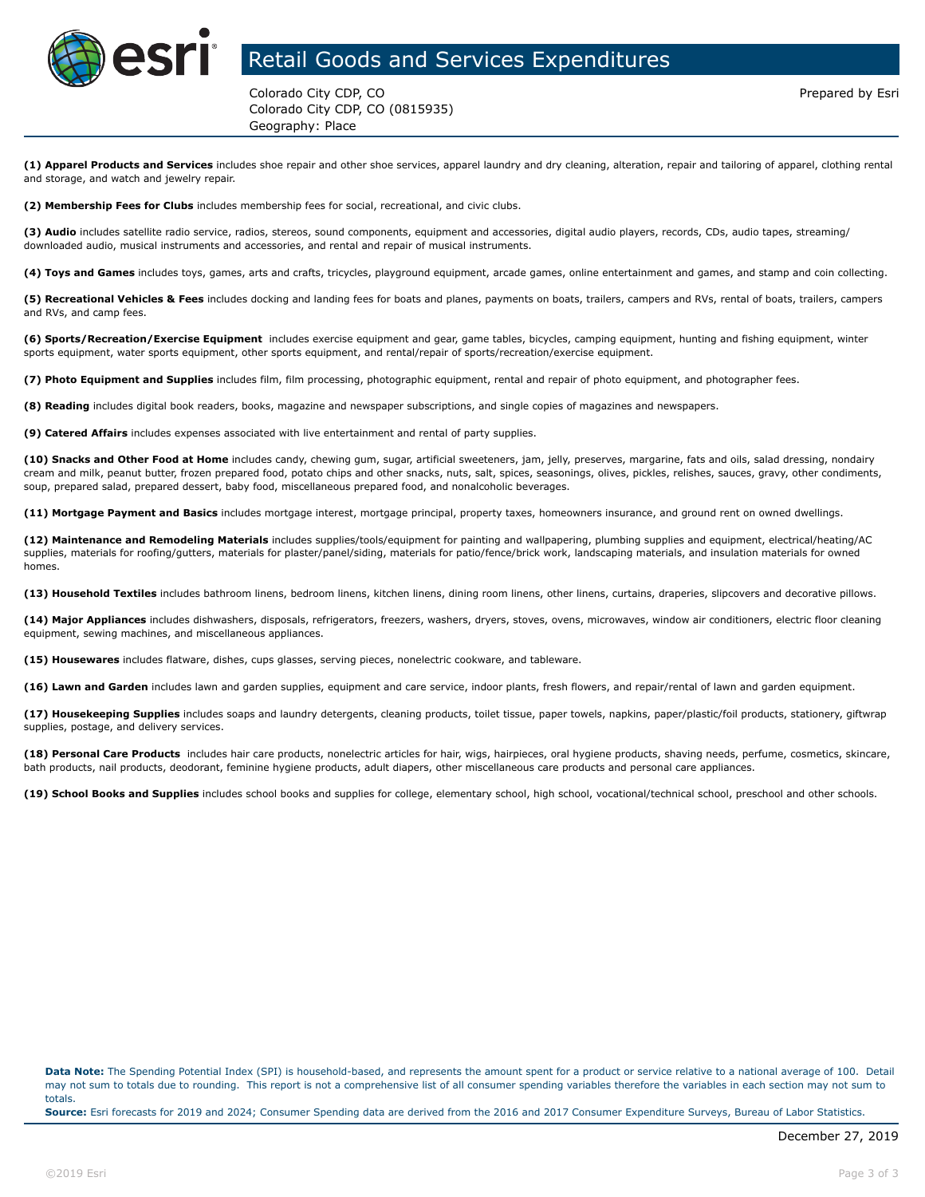# Retail Goods and Services Expenditures

Colorado City CDP, CO
Colorado City CDP, CO (0815935)
Geography: Place

Prepared by Esri

**(1) Apparel Products and Services** includes shoe repair and other shoe services, apparel laundry and dry cleaning, alteration, repair and tailoring of apparel, clothing rental and storage, and watch and jewelry repair.

**(2) Membership Fees for Clubs** includes membership fees for social, recreational, and civic clubs.

**(3) Audio** includes satellite radio service, radios, stereos, sound components, equipment and accessories, digital audio players, records, CDs, audio tapes, streaming/downloaded audio, musical instruments and accessories, and rental and repair of musical instruments.

**(4) Toys and Games** includes toys, games, arts and crafts, tricycles, playground equipment, arcade games, online entertainment and games, and stamp and coin collecting.

**(5) Recreational Vehicles & Fees** includes docking and landing fees for boats and planes, payments on boats, trailers, campers and RVs, rental of boats, trailers, campers and RVs, and camp fees.

**(6) Sports/Recreation/Exercise Equipment** includes exercise equipment and gear, game tables, bicycles, camping equipment, hunting and fishing equipment, winter sports equipment, water sports equipment, other sports equipment, and rental/repair of sports/recreation/exercise equipment.

**(7) Photo Equipment and Supplies** includes film, film processing, photographic equipment, rental and repair of photo equipment, and photographer fees.

**(8) Reading** includes digital book readers, books, magazine and newspaper subscriptions, and single copies of magazines and newspapers.

**(9) Catered Affairs** includes expenses associated with live entertainment and rental of party supplies.

**(10) Snacks and Other Food at Home** includes candy, chewing gum, sugar, artificial sweeteners, jam, jelly, preserves, margarine, fats and oils, salad dressing, nondairy cream and milk, peanut butter, frozen prepared food, potato chips and other snacks, nuts, salt, spices, seasonings, olives, pickles, relishes, sauces, gravy, other condiments, soup, prepared salad, prepared dessert, baby food, miscellaneous prepared food, and nonalcoholic beverages.

**(11) Mortgage Payment and Basics** includes mortgage interest, mortgage principal, property taxes, homeowners insurance, and ground rent on owned dwellings.

**(12) Maintenance and Remodeling Materials** includes supplies/tools/equipment for painting and wallpapering, plumbing supplies and equipment, electrical/heating/AC supplies, materials for roofing/gutters, materials for plaster/panel/siding, materials for patio/fence/brick work, landscaping materials, and insulation materials for owned homes.

**(13) Household Textiles** includes bathroom linens, bedroom linens, kitchen linens, dining room linens, other linens, curtains, draperies, slipcovers and decorative pillows.

**(14) Major Appliances** includes dishwashers, disposals, refrigerators, freezers, washers, dryers, stoves, ovens, microwaves, window air conditioners, electric floor cleaning equipment, sewing machines, and miscellaneous appliances.

**(15) Housewares** includes flatware, dishes, cups glasses, serving pieces, nonelectric cookware, and tableware.

**(16) Lawn and Garden** includes lawn and garden supplies, equipment and care service, indoor plants, fresh flowers, and repair/rental of lawn and garden equipment.

**(17) Housekeeping Supplies** includes soaps and laundry detergents, cleaning products, toilet tissue, paper towels, napkins, paper/plastic/foil products, stationery, giftwrap supplies, postage, and delivery services.

**(18) Personal Care Products** includes hair care products, nonelectric articles for hair, wigs, hairpieces, oral hygiene products, shaving needs, perfume, cosmetics, skincare, bath products, nail products, deodorant, feminine hygiene products, adult diapers, other miscellaneous care products and personal care appliances.

**(19) School Books and Supplies** includes school books and supplies for college, elementary school, high school, vocational/technical school, preschool and other schools.

**Data Note:** The Spending Potential Index (SPI) is household-based, and represents the amount spent for a product or service relative to a national average of 100. Detail may not sum to totals due to rounding. This report is not a comprehensive list of all consumer spending variables therefore the variables in each section may not sum to totals.
**Source:** Esri forecasts for 2019 and 2024; Consumer Spending data are derived from the 2016 and 2017 Consumer Expenditure Surveys, Bureau of Labor Statistics.

December 27, 2019

©2019 Esri